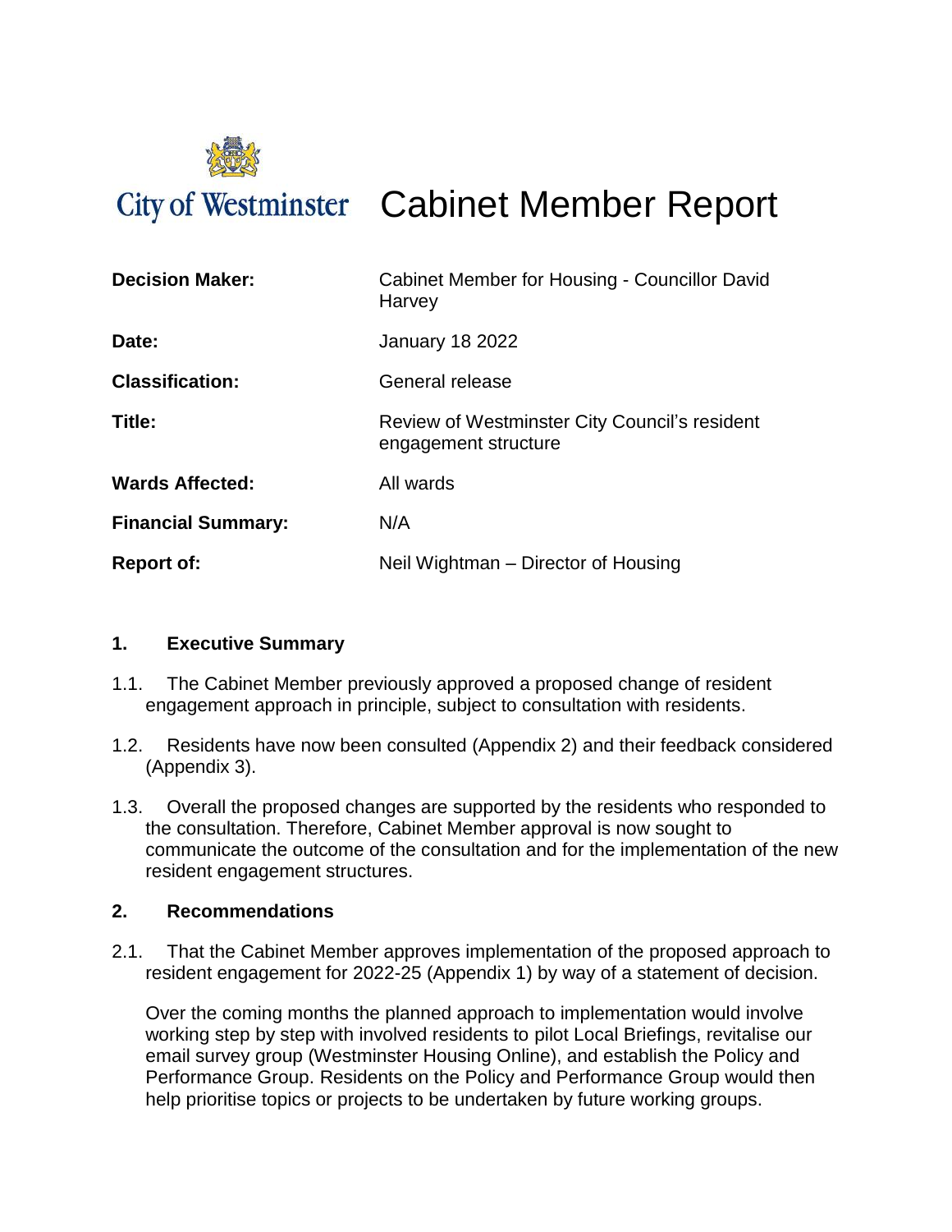City of Westminster

# Cabinet Member Report

| | |
|---|---|
| **Decision Maker:** | Cabinet Member for Housing - Councillor David Harvey |
| **Date:** | January 18 2022 |
| **Classification:** | General release |
| **Title:** | Review of Westminster City Council's resident engagement structure |
| **Wards Affected:** | All wards |
| **Financial Summary:** | N/A |
| **Report of:** | Neil Wightman – Director of Housing |

## 1. Executive Summary

1.1. The Cabinet Member previously approved a proposed change of resident engagement approach in principle, subject to consultation with residents.

1.2. Residents have now been consulted (Appendix 2) and their feedback considered (Appendix 3).

1.3. Overall the proposed changes are supported by the residents who responded to the consultation. Therefore, Cabinet Member approval is now sought to communicate the outcome of the consultation and for the implementation of the new resident engagement structures.

## 2. Recommendations

2.1. That the Cabinet Member approves implementation of the proposed approach to resident engagement for 2022-25 (Appendix 1) by way of a statement of decision.

Over the coming months the planned approach to implementation would involve working step by step with involved residents to pilot Local Briefings, revitalise our email survey group (Westminster Housing Online), and establish the Policy and Performance Group. Residents on the Policy and Performance Group would then help prioritise topics or projects to be undertaken by future working groups.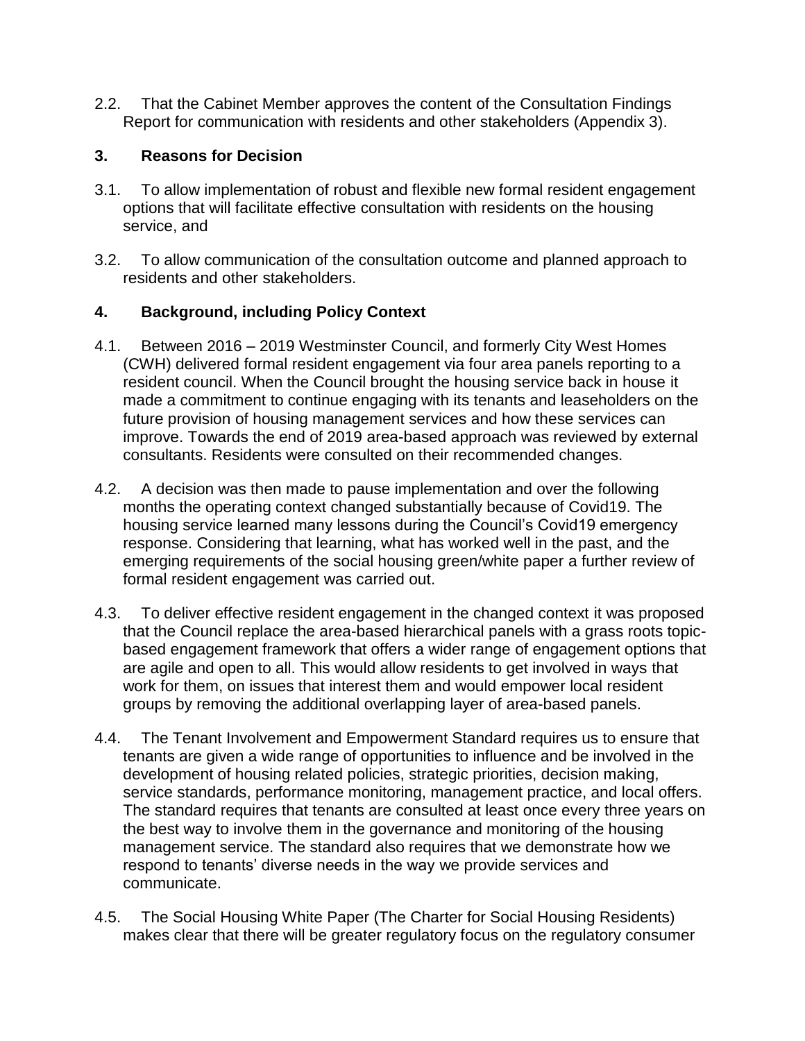2.2. That the Cabinet Member approves the content of the Consultation Findings Report for communication with residents and other stakeholders (Appendix 3).

## 3. Reasons for Decision

3.1. To allow implementation of robust and flexible new formal resident engagement options that will facilitate effective consultation with residents on the housing service, and

3.2. To allow communication of the consultation outcome and planned approach to residents and other stakeholders.

## 4. Background, including Policy Context

4.1. Between 2016 – 2019 Westminster Council, and formerly City West Homes (CWH) delivered formal resident engagement via four area panels reporting to a resident council. When the Council brought the housing service back in house it made a commitment to continue engaging with its tenants and leaseholders on the future provision of housing management services and how these services can improve. Towards the end of 2019 area-based approach was reviewed by external consultants. Residents were consulted on their recommended changes.

4.2. A decision was then made to pause implementation and over the following months the operating context changed substantially because of Covid19. The housing service learned many lessons during the Council's Covid19 emergency response. Considering that learning, what has worked well in the past, and the emerging requirements of the social housing green/white paper a further review of formal resident engagement was carried out.

4.3. To deliver effective resident engagement in the changed context it was proposed that the Council replace the area-based hierarchical panels with a grass roots topic-based engagement framework that offers a wider range of engagement options that are agile and open to all. This would allow residents to get involved in ways that work for them, on issues that interest them and would empower local resident groups by removing the additional overlapping layer of area-based panels.

4.4. The Tenant Involvement and Empowerment Standard requires us to ensure that tenants are given a wide range of opportunities to influence and be involved in the development of housing related policies, strategic priorities, decision making, service standards, performance monitoring, management practice, and local offers. The standard requires that tenants are consulted at least once every three years on the best way to involve them in the governance and monitoring of the housing management service. The standard also requires that we demonstrate how we respond to tenants' diverse needs in the way we provide services and communicate.

4.5. The Social Housing White Paper (The Charter for Social Housing Residents) makes clear that there will be greater regulatory focus on the regulatory consumer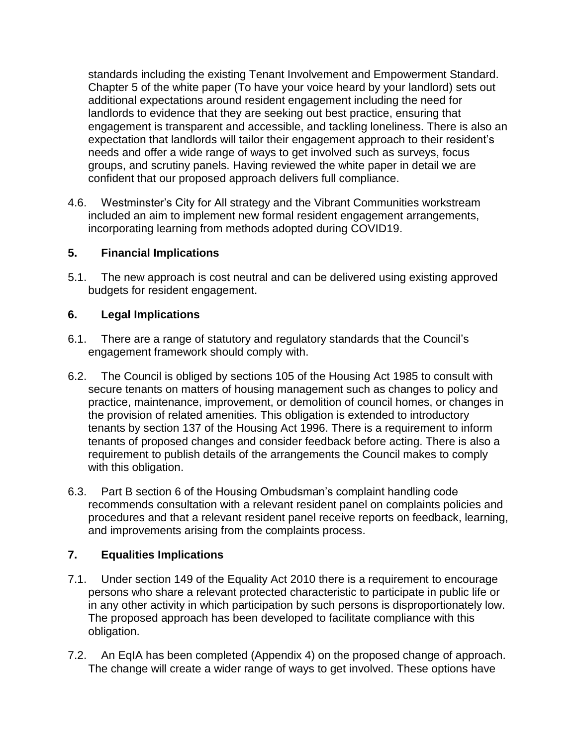standards including the existing Tenant Involvement and Empowerment Standard. Chapter 5 of the white paper (To have your voice heard by your landlord) sets out additional expectations around resident engagement including the need for landlords to evidence that they are seeking out best practice, ensuring that engagement is transparent and accessible, and tackling loneliness. There is also an expectation that landlords will tailor their engagement approach to their resident's needs and offer a wide range of ways to get involved such as surveys, focus groups, and scrutiny panels. Having reviewed the white paper in detail we are confident that our proposed approach delivers full compliance.

4.6. Westminster's City for All strategy and the Vibrant Communities workstream included an aim to implement new formal resident engagement arrangements, incorporating learning from methods adopted during COVID19.

## 5. Financial Implications

5.1. The new approach is cost neutral and can be delivered using existing approved budgets for resident engagement.

## 6. Legal Implications

6.1. There are a range of statutory and regulatory standards that the Council's engagement framework should comply with.

6.2. The Council is obliged by sections 105 of the Housing Act 1985 to consult with secure tenants on matters of housing management such as changes to policy and practice, maintenance, improvement, or demolition of council homes, or changes in the provision of related amenities. This obligation is extended to introductory tenants by section 137 of the Housing Act 1996. There is a requirement to inform tenants of proposed changes and consider feedback before acting. There is also a requirement to publish details of the arrangements the Council makes to comply with this obligation.

6.3. Part B section 6 of the Housing Ombudsman's complaint handling code recommends consultation with a relevant resident panel on complaints policies and procedures and that a relevant resident panel receive reports on feedback, learning, and improvements arising from the complaints process.

## 7. Equalities Implications

7.1. Under section 149 of the Equality Act 2010 there is a requirement to encourage persons who share a relevant protected characteristic to participate in public life or in any other activity in which participation by such persons is disproportionately low. The proposed approach has been developed to facilitate compliance with this obligation.

7.2. An EqIA has been completed (Appendix 4) on the proposed change of approach. The change will create a wider range of ways to get involved. These options have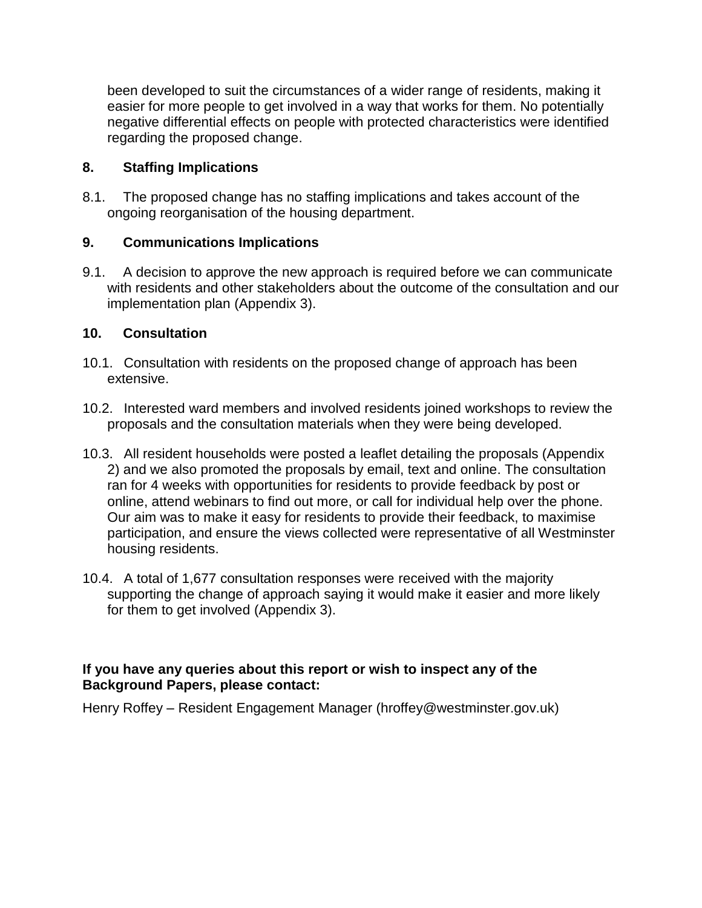been developed to suit the circumstances of a wider range of residents, making it easier for more people to get involved in a way that works for them. No potentially negative differential effects on people with protected characteristics were identified regarding the proposed change.

## 8. Staffing Implications

8.1. The proposed change has no staffing implications and takes account of the ongoing reorganisation of the housing department.

## 9. Communications Implications

9.1. A decision to approve the new approach is required before we can communicate with residents and other stakeholders about the outcome of the consultation and our implementation plan (Appendix 3).

## 10. Consultation

10.1. Consultation with residents on the proposed change of approach has been extensive.

10.2. Interested ward members and involved residents joined workshops to review the proposals and the consultation materials when they were being developed.

10.3. All resident households were posted a leaflet detailing the proposals (Appendix 2) and we also promoted the proposals by email, text and online. The consultation ran for 4 weeks with opportunities for residents to provide feedback by post or online, attend webinars to find out more, or call for individual help over the phone. Our aim was to make it easy for residents to provide their feedback, to maximise participation, and ensure the views collected were representative of all Westminster housing residents.

10.4. A total of 1,677 consultation responses were received with the majority supporting the change of approach saying it would make it easier and more likely for them to get involved (Appendix 3).

**If you have any queries about this report or wish to inspect any of the Background Papers, please contact:**

Henry Roffey – Resident Engagement Manager (hroffey@westminster.gov.uk)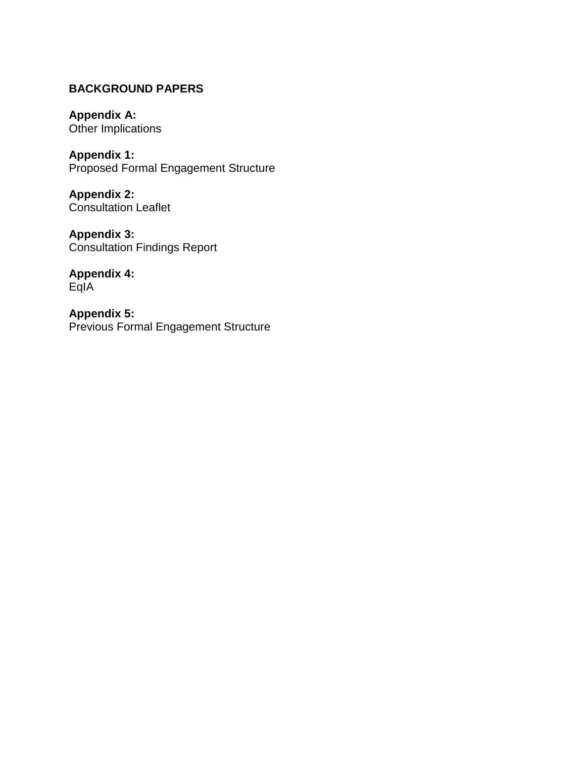**BACKGROUND PAPERS**

**Appendix A:**
Other Implications

**Appendix 1:**
Proposed Formal Engagement Structure

**Appendix 2:**
Consultation Leaflet

**Appendix 3:**
Consultation Findings Report

**Appendix 4:**
EqIA

**Appendix 5:**
Previous Formal Engagement Structure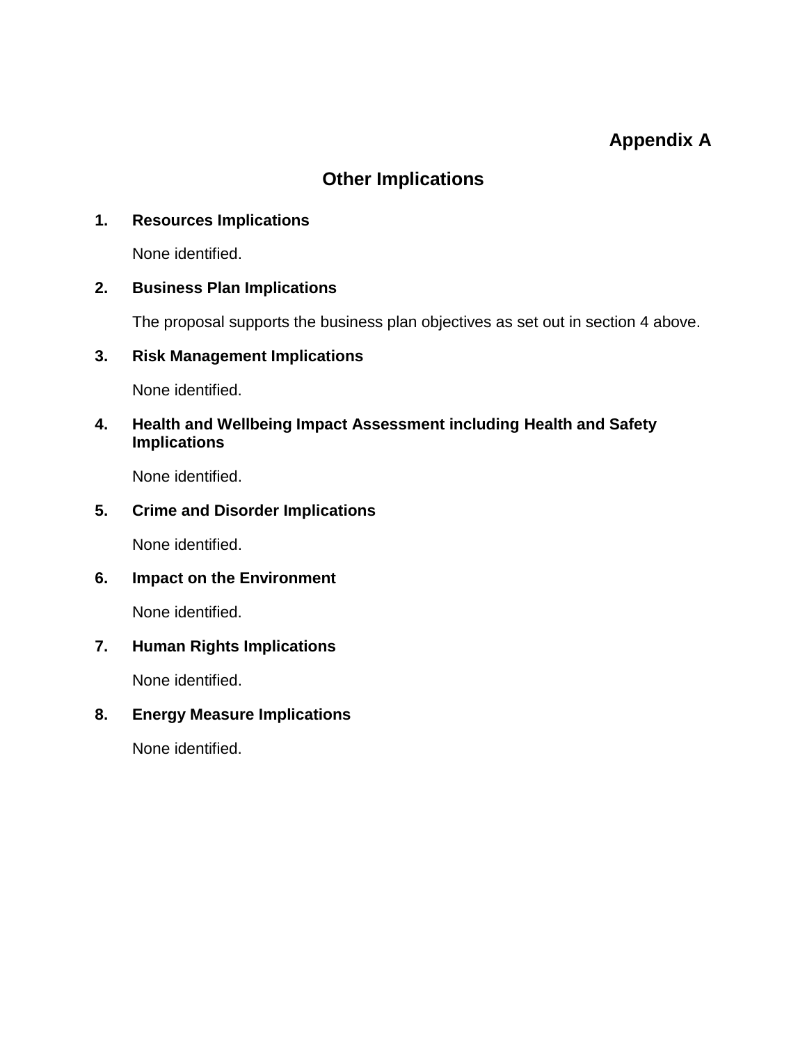**Appendix A**

## Other Implications

1. **Resources Implications**

   None identified.

2. **Business Plan Implications**

   The proposal supports the business plan objectives as set out in section 4 above.

3. **Risk Management Implications**

   None identified.

4. **Health and Wellbeing Impact Assessment including Health and Safety Implications**

   None identified.

5. **Crime and Disorder Implications**

   None identified.

6. **Impact on the Environment**

   None identified.

7. **Human Rights Implications**

   None identified.

8. **Energy Measure Implications**

   None identified.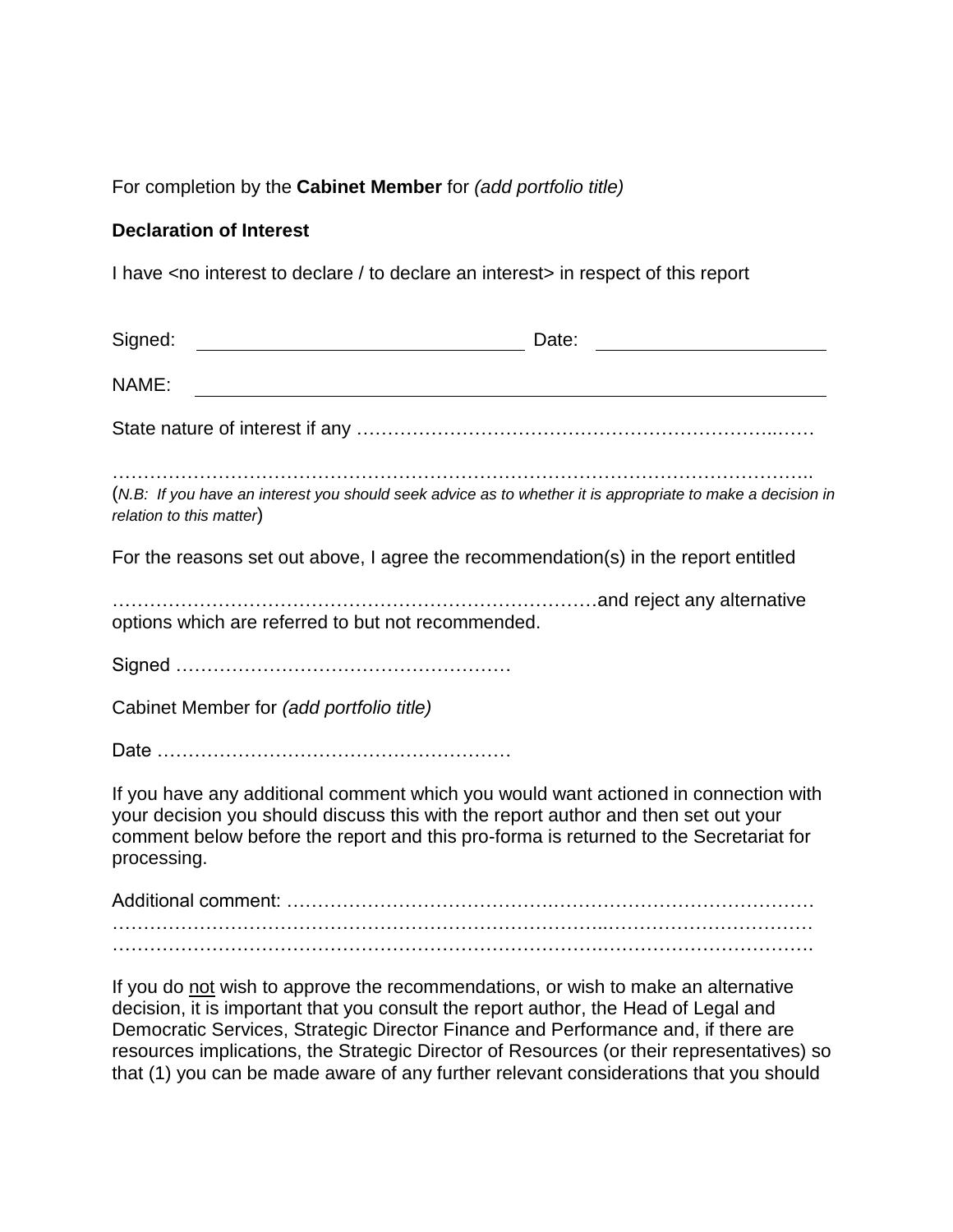For completion by the **Cabinet Member** for *(add portfolio title)*

**Declaration of Interest**

I have <no interest to declare / to declare an interest> in respect of this report

Signed: ________________________________ Date: ______________________

NAME: ____________________________________________________________

State nature of interest if any …………………………………………………………..……

………………………………………………………………………………………………..

(*N.B: If you have an interest you should seek advice as to whether it is appropriate to make a decision in relation to this matter*)

For the reasons set out above, I agree the recommendation(s) in the report entitled

…………………………………………………………………and reject any alternative options which are referred to but not recommended.

Signed ………………………………………………

Cabinet Member for *(add portfolio title)*

Date …………………………………………………

If you have any additional comment which you would want actioned in connection with your decision you should discuss this with the report author and then set out your comment below before the report and this pro-forma is returned to the Secretariat for processing.

Additional comment: ……………………………………………………………………………
……………………………………………………………………..……………………………
……………………………………………………………………….…………………………….

If you do <u>not</u> wish to approve the recommendations, or wish to make an alternative decision, it is important that you consult the report author, the Head of Legal and Democratic Services, Strategic Director Finance and Performance and, if there are resources implications, the Strategic Director of Resources (or their representatives) so that (1) you can be made aware of any further relevant considerations that you should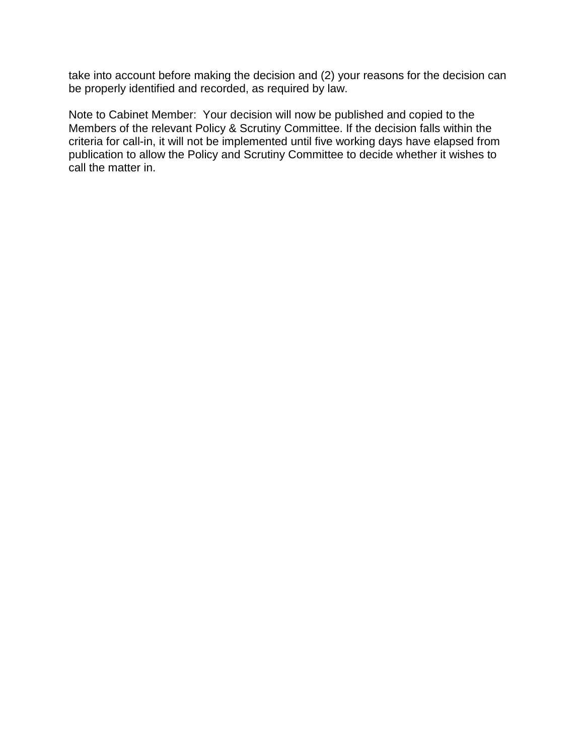take into account before making the decision and (2) your reasons for the decision can be properly identified and recorded, as required by law.

Note to Cabinet Member: Your decision will now be published and copied to the Members of the relevant Policy & Scrutiny Committee. If the decision falls within the criteria for call-in, it will not be implemented until five working days have elapsed from publication to allow the Policy and Scrutiny Committee to decide whether it wishes to call the matter in.